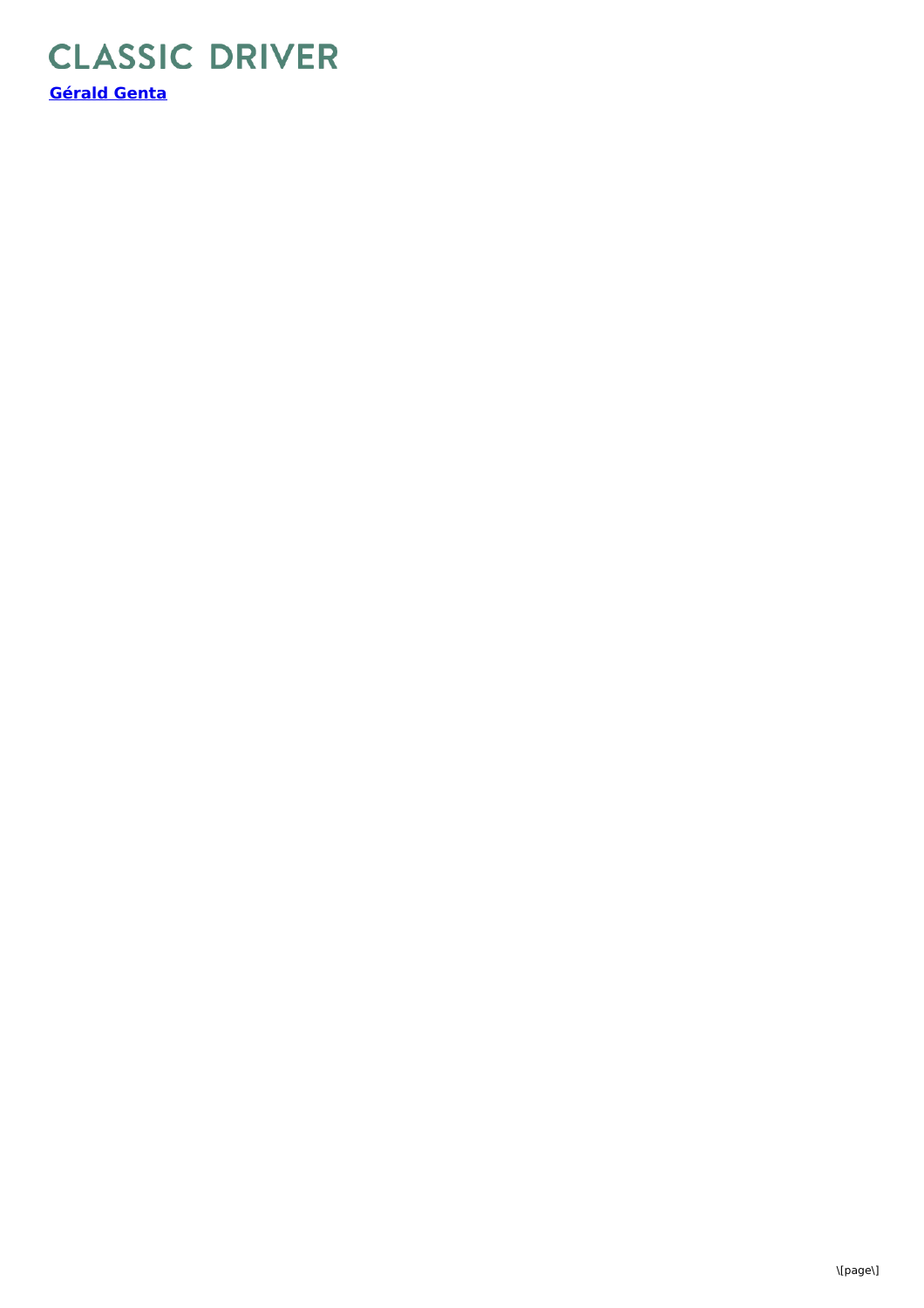# CLASSIC DRIVER

**[Gérald Genta]**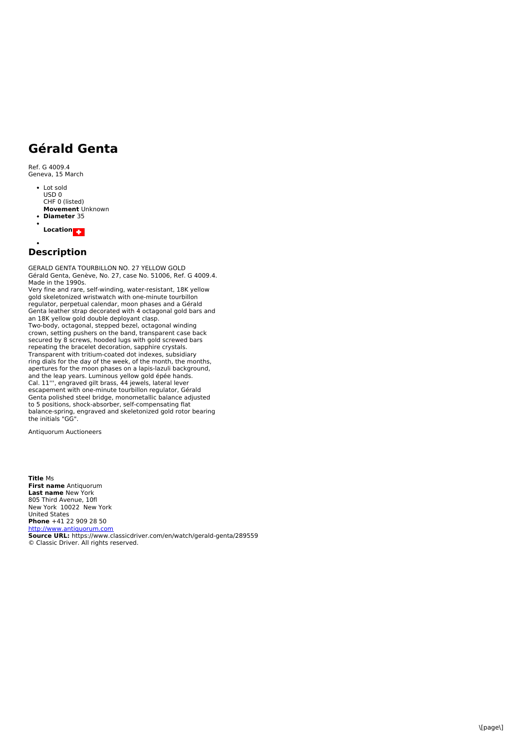# Gérald Genta

Ref. G 4009.4
Geneva, 15 March

- Lot sold
  USD 0
  CHF 0 (listed)
  **Movement** Unknown
- **Diameter** 35
- **Location**
- 

## Description

GERALD GENTA TOURBILLON NO. 27 YELLOW GOLD
Gérald Genta, Genève, No. 27, case No. 51006, Ref. G 4009.4.
Made in the 1990s.
Very fine and rare, self-winding, water-resistant, 18K yellow gold skeletonized wristwatch with one-minute tourbillon regulator, perpetual calendar, moon phases and a Gérald Genta leather strap decorated with 4 octagonal gold bars and an 18K yellow gold double deployant clasp.
Two-body, octagonal, stepped bezel, octagonal winding crown, setting pushers on the band, transparent case back secured by 8 screws, hooded lugs with gold screwed bars repeating the bracelet decoration, sapphire crystals.
Transparent with tritium-coated dot indexes, subsidiary ring dials for the day of the week, of the month, the months, apertures for the moon phases on a lapis-lazuli background, and the leap years. Luminous yellow gold épée hands.
Cal. 11''', engraved gilt brass, 44 jewels, lateral lever escapement with one-minute tourbillon regulator, Gérald Genta polished steel bridge, monometallic balance adjusted to 5 positions, shock-absorber, self-compensating flat balance-spring, engraved and skeletonized gold rotor bearing the initials "GG".

Antiquorum Auctioneers

**Title** Ms
**First name** Antiquorum
**Last name** New York
805 Third Avenue, 10fl
New York 10022 New York
United States
**Phone** +41 22 909 28 50
http://www.antiquorum.com
**Source URL:** https://www.classicdriver.com/en/watch/gerald-genta/289559
© Classic Driver. All rights reserved.